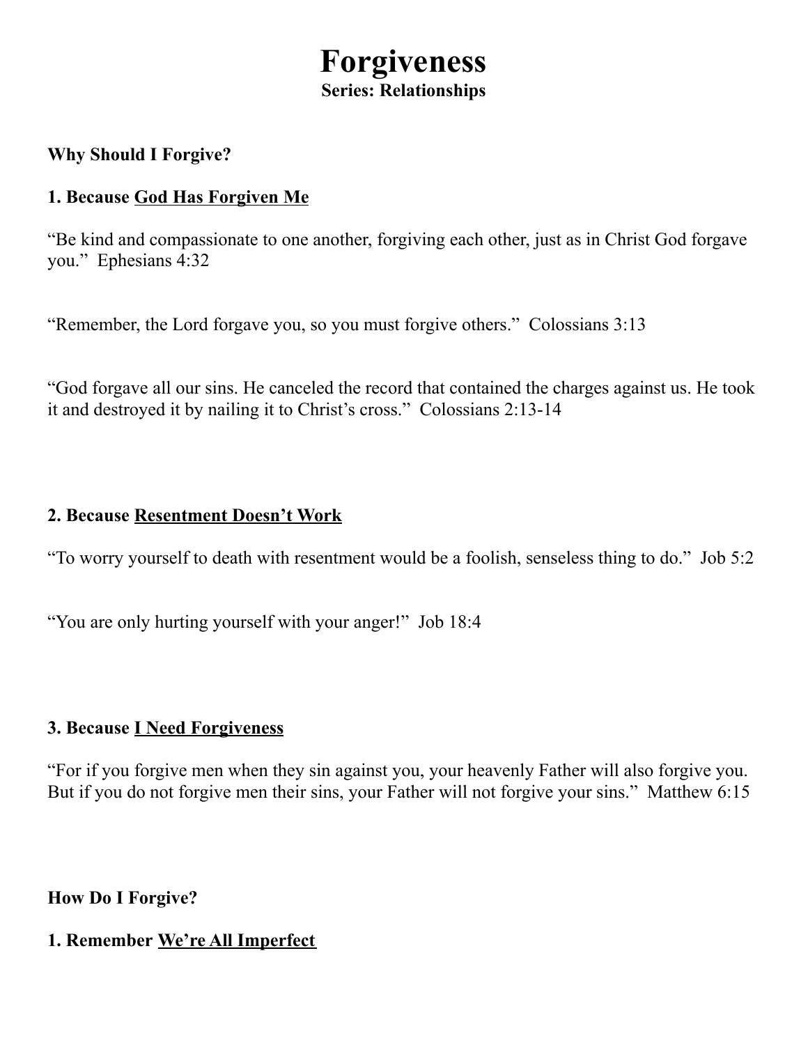# Forgiveness

**Series: Relationships**

**Why Should I Forgive?**

**1. Because <u>God Has Forgiven Me</u>**

"Be kind and compassionate to one another, forgiving each other, just as in Christ God forgave you." Ephesians 4:32

"Remember, the Lord forgave you, so you must forgive others." Colossians 3:13

"God forgave all our sins. He canceled the record that contained the charges against us. He took it and destroyed it by nailing it to Christ's cross." Colossians 2:13-14

**2. Because <u>Resentment Doesn't Work</u>**

"To worry yourself to death with resentment would be a foolish, senseless thing to do." Job 5:2

"You are only hurting yourself with your anger!" Job 18:4

**3. Because <u>I Need Forgiveness</u>**

"For if you forgive men when they sin against you, your heavenly Father will also forgive you. But if you do not forgive men their sins, your Father will not forgive your sins." Matthew 6:15

**How Do I Forgive?**

**1. Remember <u>We're All Imperfect</u>**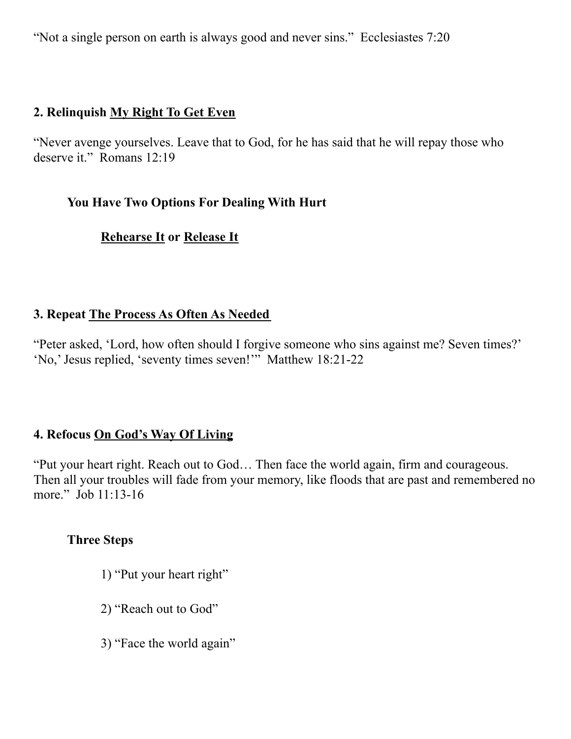"Not a single person on earth is always good and never sins." Ecclesiastes 7:20

## 2. Relinquish <u>My Right To Get Even</u>

"Never avenge yourselves. Leave that to God, for he has said that he will repay those who deserve it." Romans 12:19

### You Have Two Options For Dealing With Hurt

**<u>Rehearse It</u> or <u>Release It</u>**

## 3. Repeat <u>The Process As Often As Needed</u>

"Peter asked, 'Lord, how often should I forgive someone who sins against me? Seven times?' 'No,' Jesus replied, 'seventy times seven!'" Matthew 18:21-22

## 4. Refocus <u>On God's Way Of Living</u>

"Put your heart right. Reach out to God… Then face the world again, firm and courageous. Then all your troubles will fade from your memory, like floods that are past and remembered no more." Job 11:13-16

### Three Steps

1) "Put your heart right"

2) "Reach out to God"

3) "Face the world again"